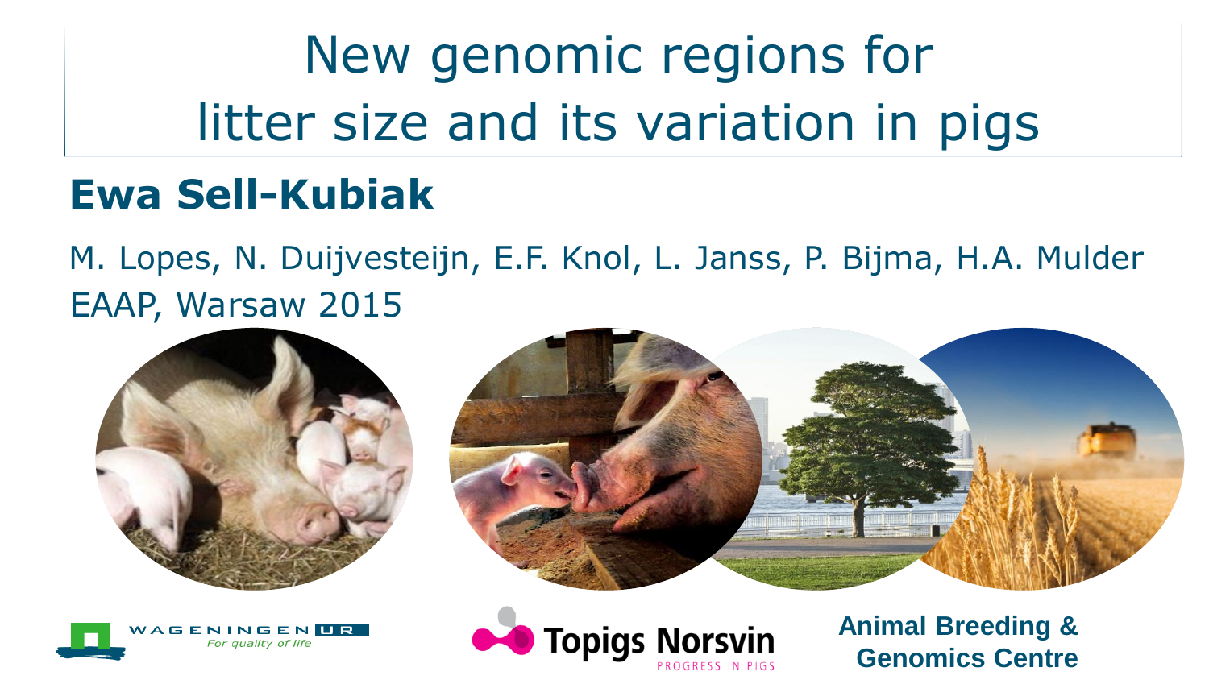# New genomic regions for litter size and its variation in pigs

**Ewa Sell-Kubiak**

M. Lopes, N. Duijvesteijn, E.F. Knol, L. Janss, P. Bijma, H.A. Mulder

EAAP, Warsaw 2015

WAGENINGEN UR
*For quality of life*

Topigs Norsvin
PROGRESS IN PIGS

**Animal Breeding & Genomics Centre**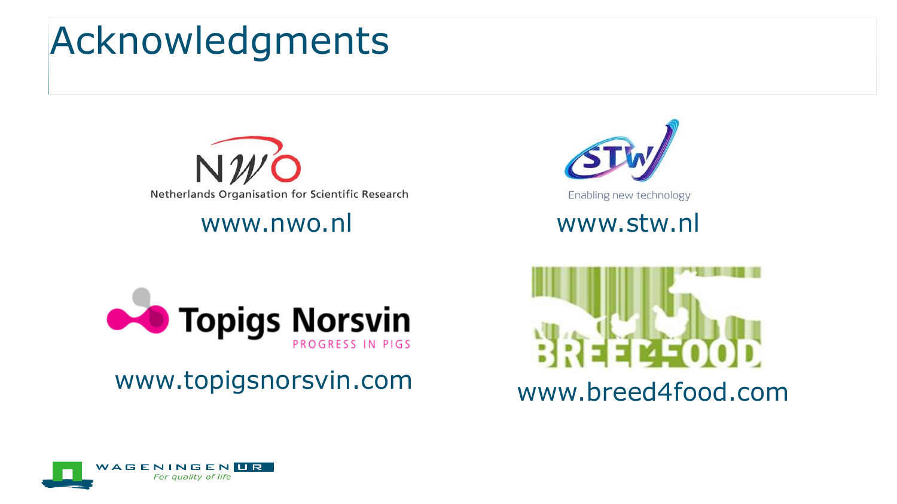# Acknowledgments

Netherlands Organisation for Scientific Research

www.nwo.nl

Enabling new technology

www.stw.nl

www.topigsnorsvin.com

www.breed4food.com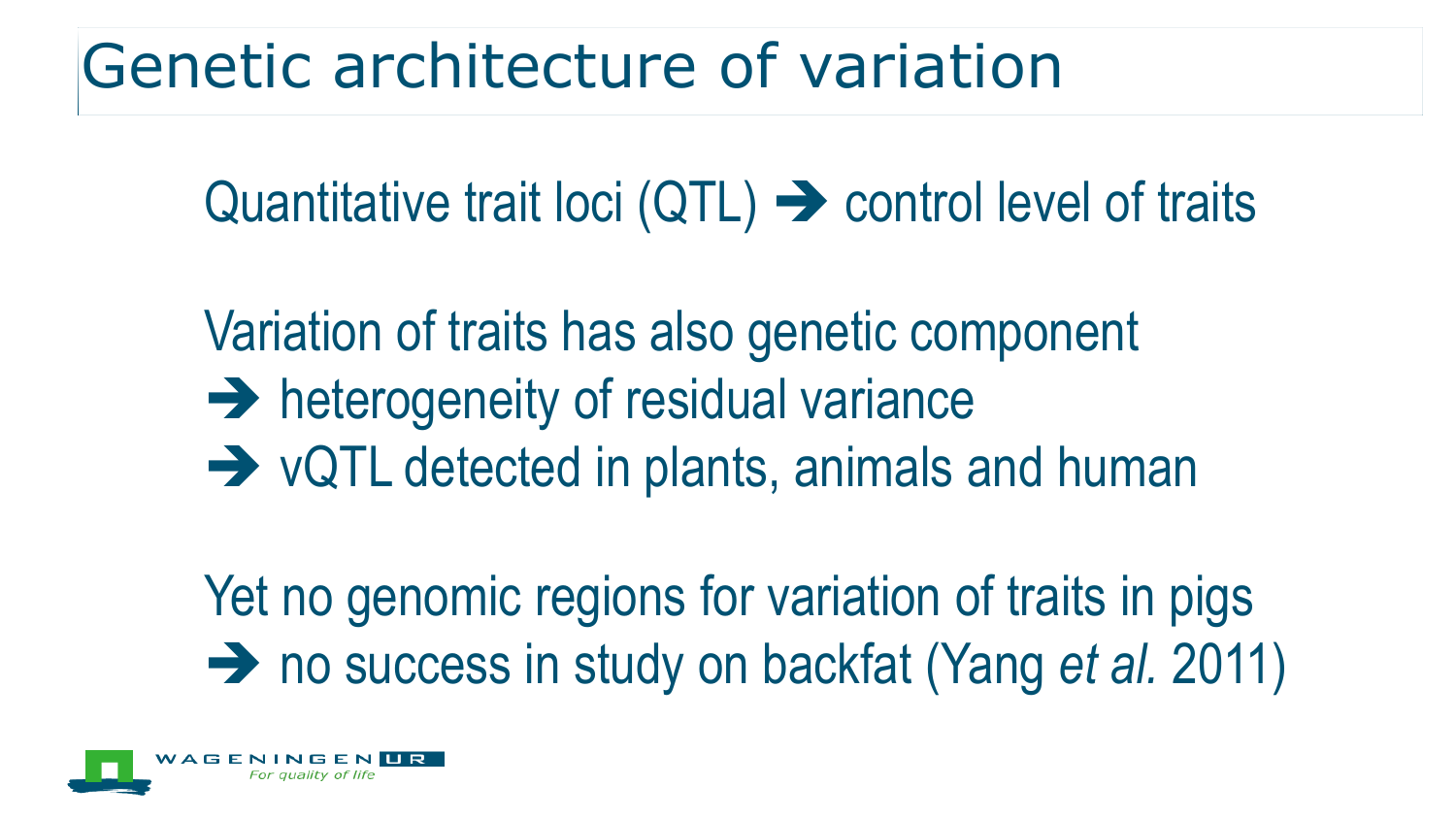# Genetic architecture of variation

Quantitative trait loci (QTL) ➔ control level of traits

Variation of traits has also genetic component

- ➔ heterogeneity of residual variance
- ➔ vQTL detected in plants, animals and human

Yet no genomic regions for variation of traits in pigs

- ➔ no success in study on backfat (Yang *et al.* 2011)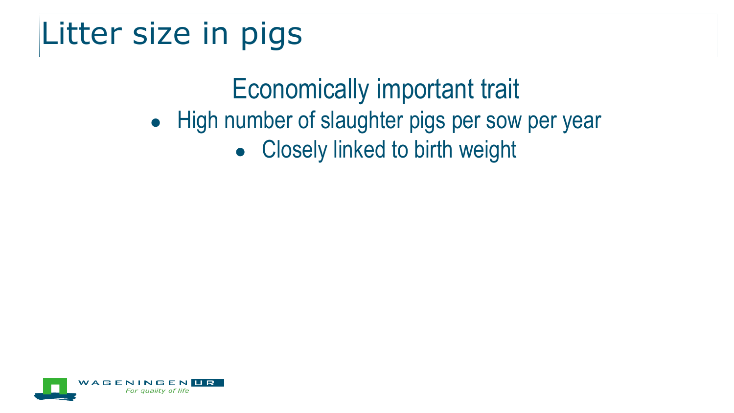# Litter size in pigs

Economically important trait

- High number of slaughter pigs per sow per year
  - Closely linked to birth weight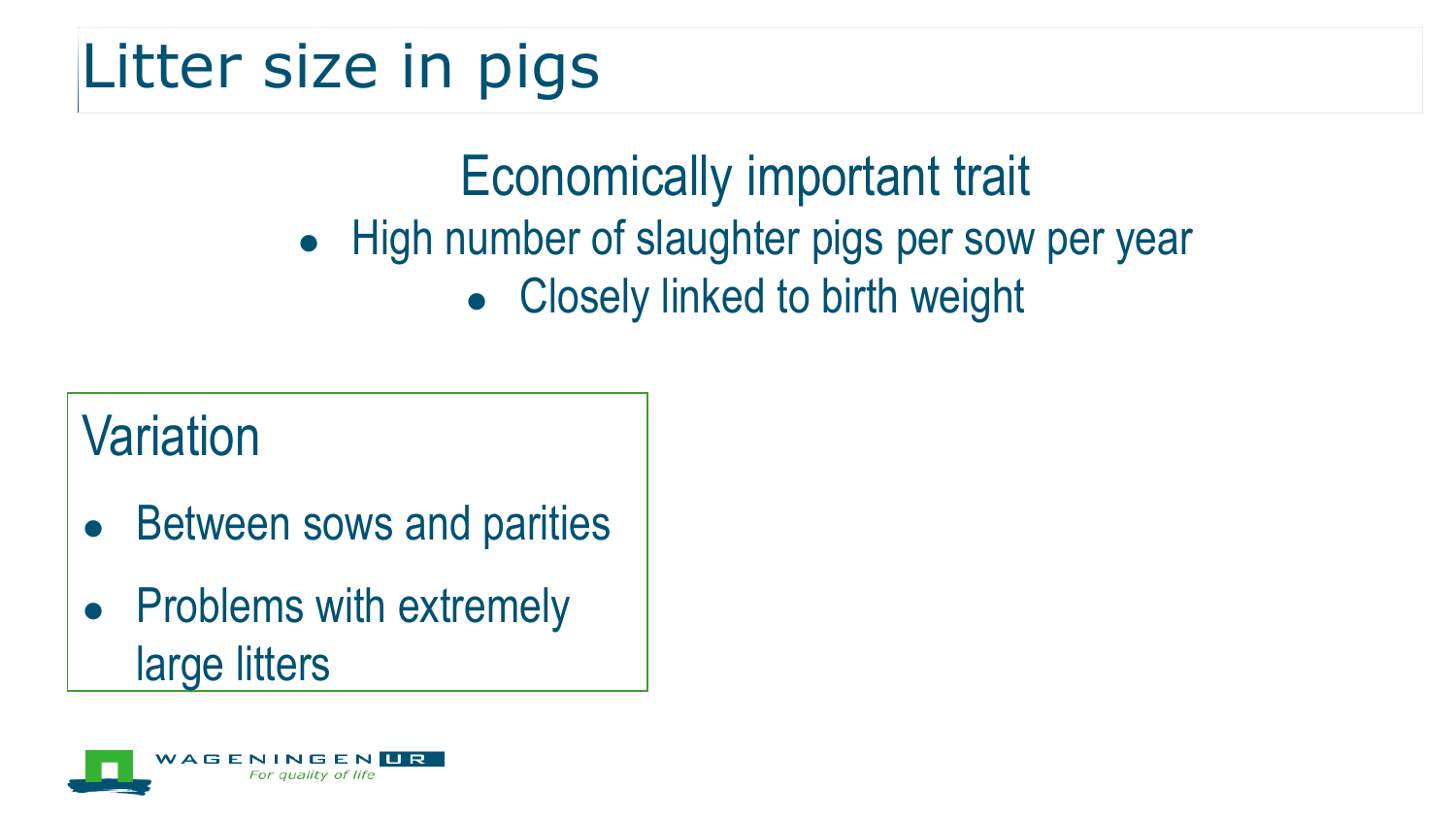# Litter size in pigs

Economically important trait

- High number of slaughter pigs per sow per year
  - Closely linked to birth weight

## Variation

- Between sows and parities
- Problems with extremely large litters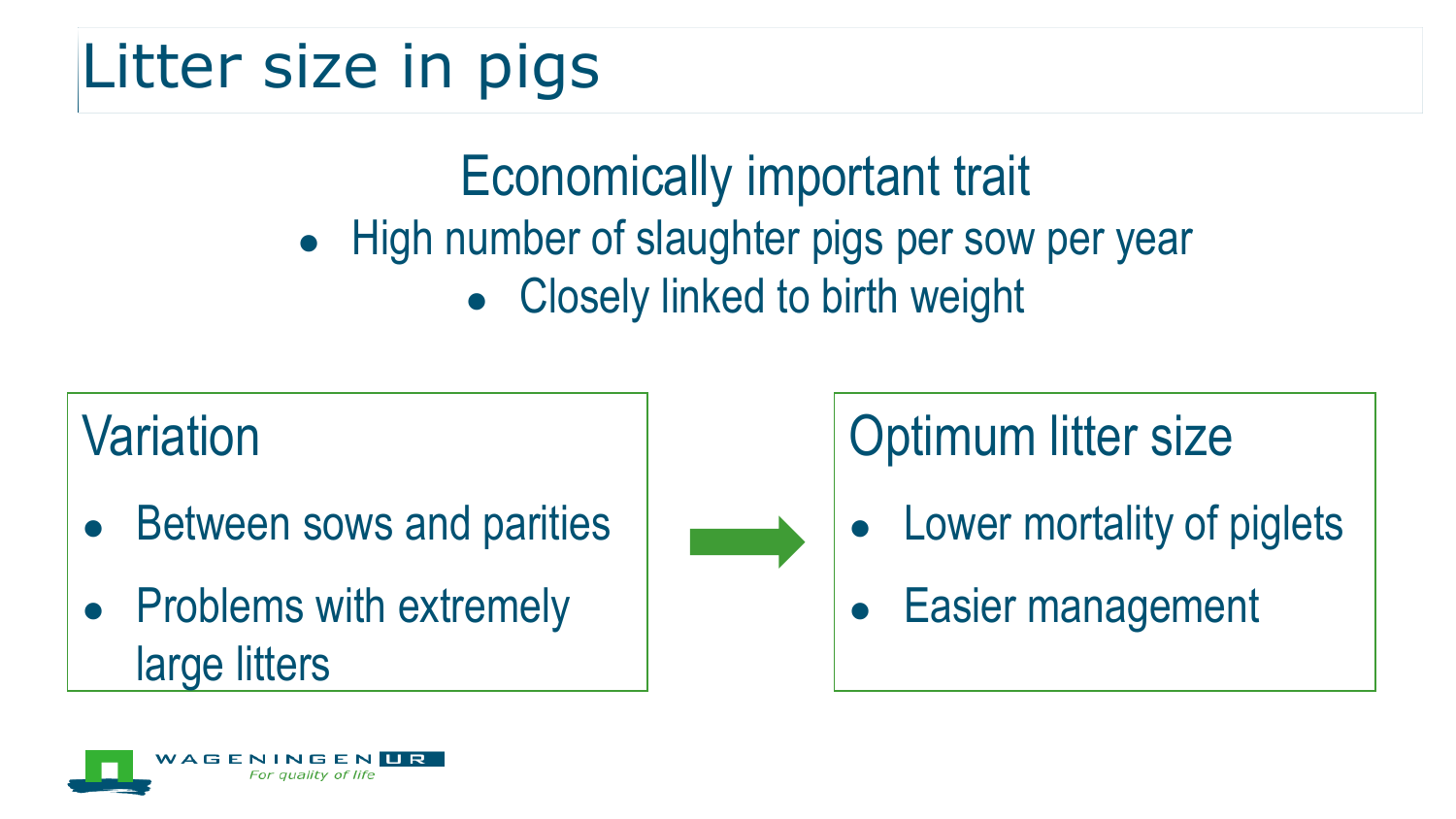# Litter size in pigs

## Economically important trait

- High number of slaughter pigs per sow per year
  - Closely linked to birth weight

### Variation

- Between sows and parities
- Problems with extremely large litters

### Optimum litter size

- Lower mortality of piglets
- Easier management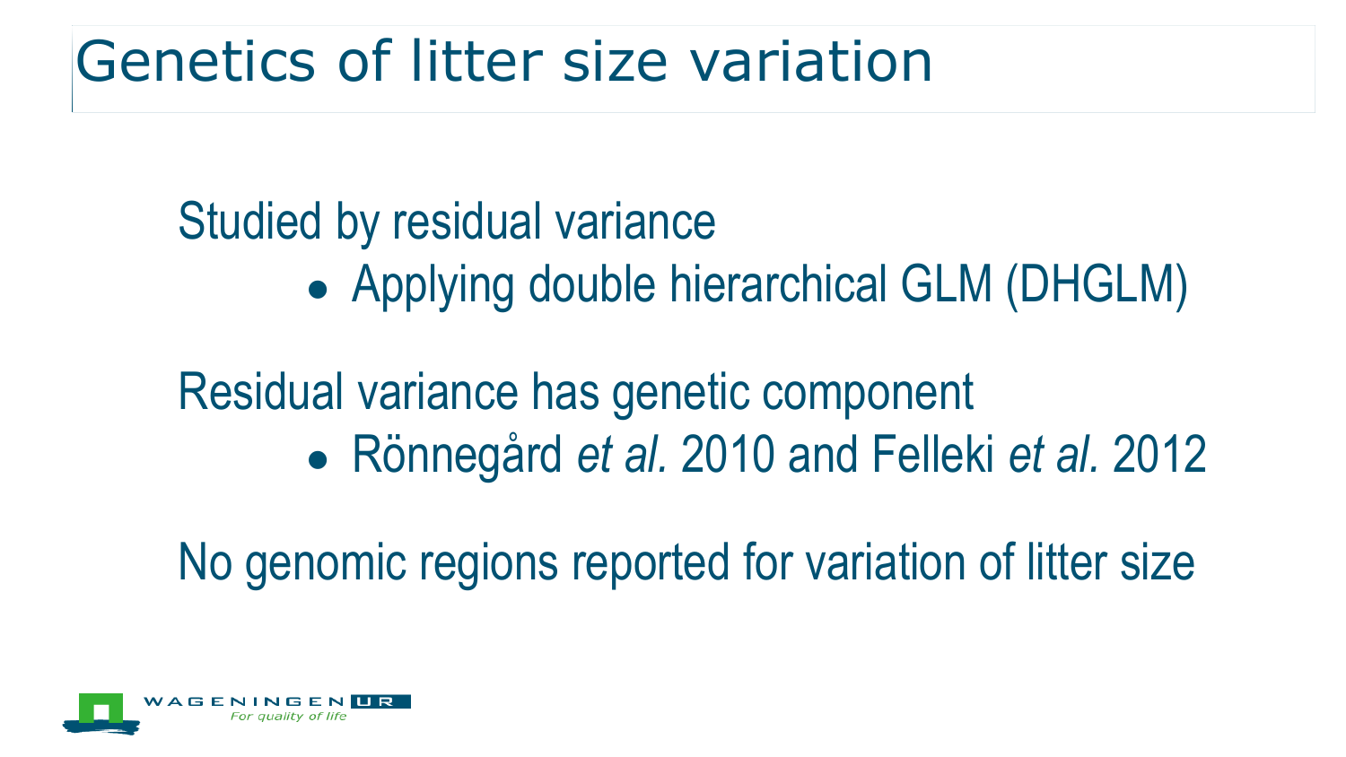# Genetics of litter size variation

Studied by residual variance

- Applying double hierarchical GLM (DHGLM)

Residual variance has genetic component

- Rönnegård *et al.* 2010 and Felleki *et al.* 2012

No genomic regions reported for variation of litter size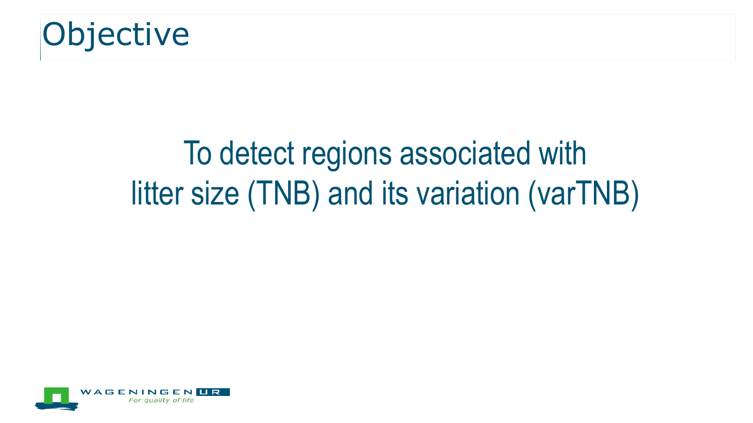# Objective

To detect regions associated with litter size (TNB) and its variation (varTNB)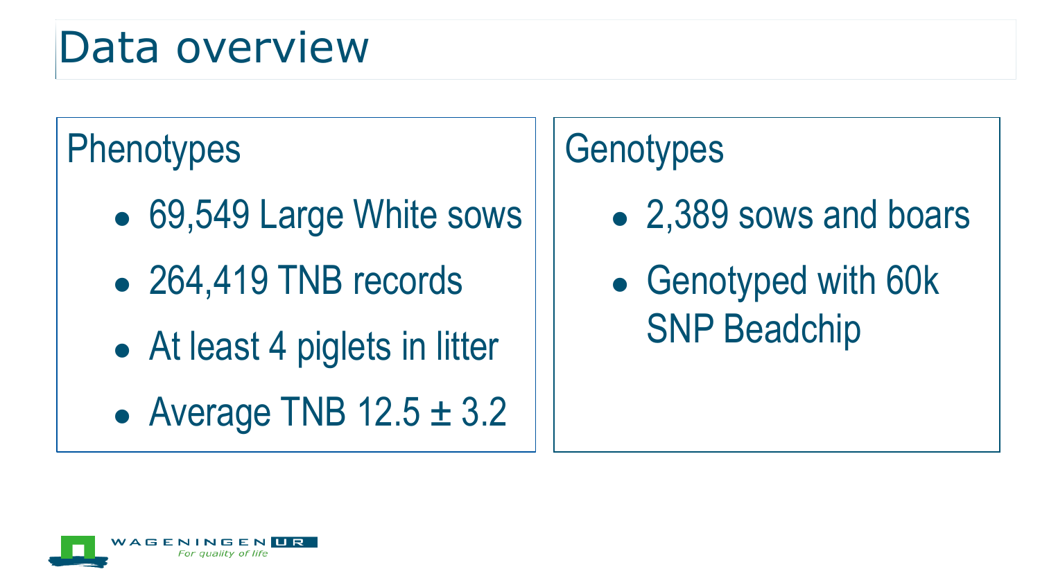# Data overview

## Phenotypes

- 69,549 Large White sows
- 264,419 TNB records
- At least 4 piglets in litter
- Average TNB 12.5 ± 3.2

## Genotypes

- 2,389 sows and boars
- Genotyped with 60k SNP Beadchip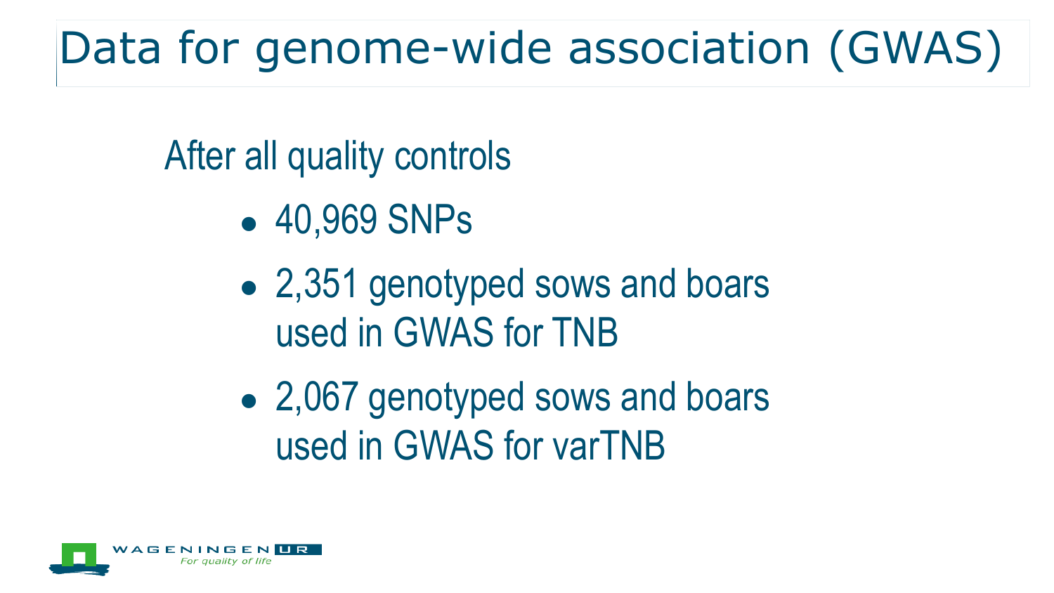# Data for genome-wide association (GWAS)

After all quality controls

- 40,969 SNPs
- 2,351 genotyped sows and boars used in GWAS for TNB
- 2,067 genotyped sows and boars used in GWAS for varTNB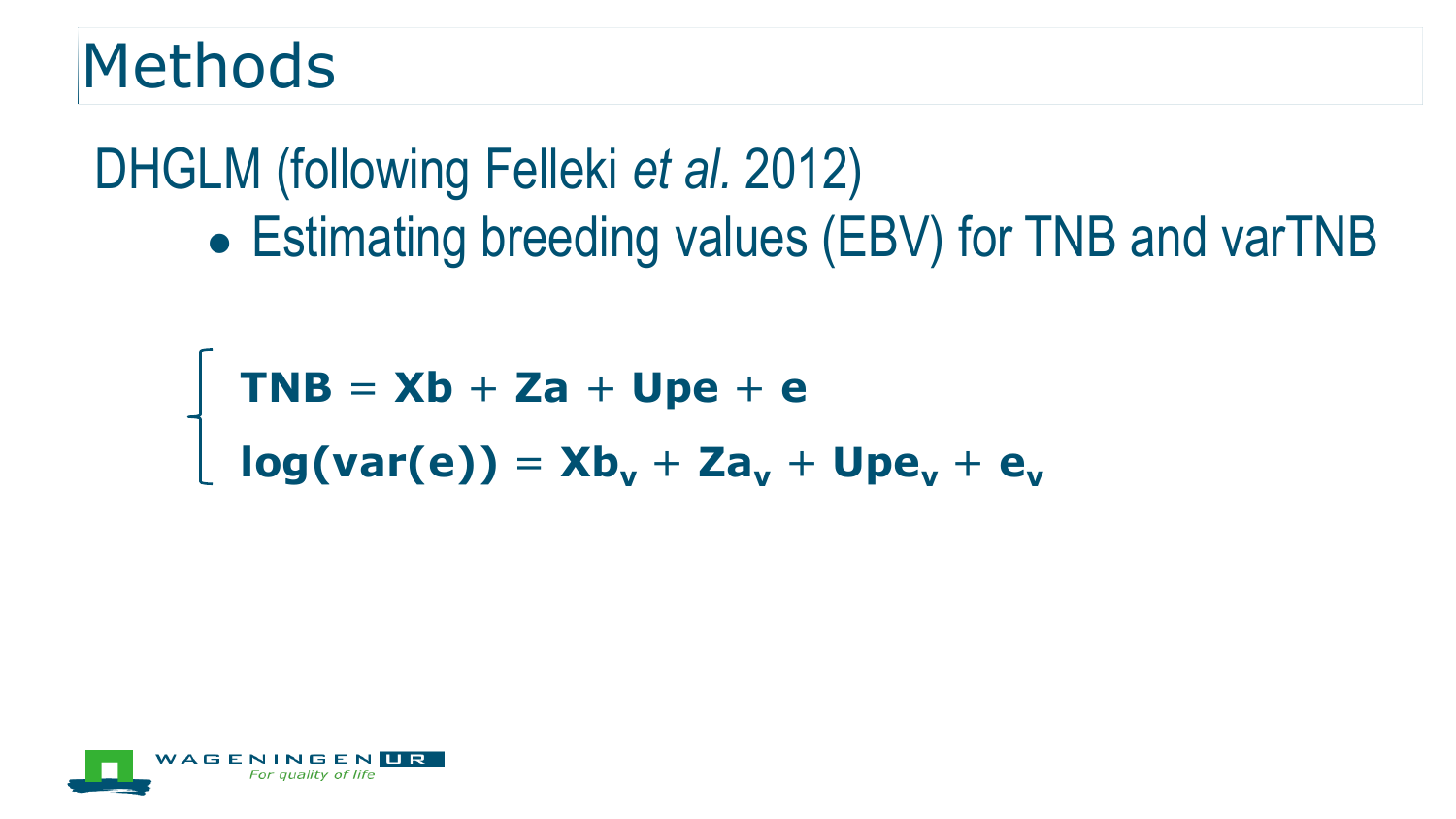# Methods

## DHGLM (following Felleki *et al.* 2012)

- Estimating breeding values (EBV) for TNB and varTNB

$$
\begin{cases}
\mathbf{TNB} = \mathbf{Xb} + \mathbf{Za} + \mathbf{Upe} + \mathbf{e} \\
\mathbf{log(var(e))} = \mathbf{Xb_v} + \mathbf{Za_v} + \mathbf{Upe_v} + \mathbf{e_v}
\end{cases}
$$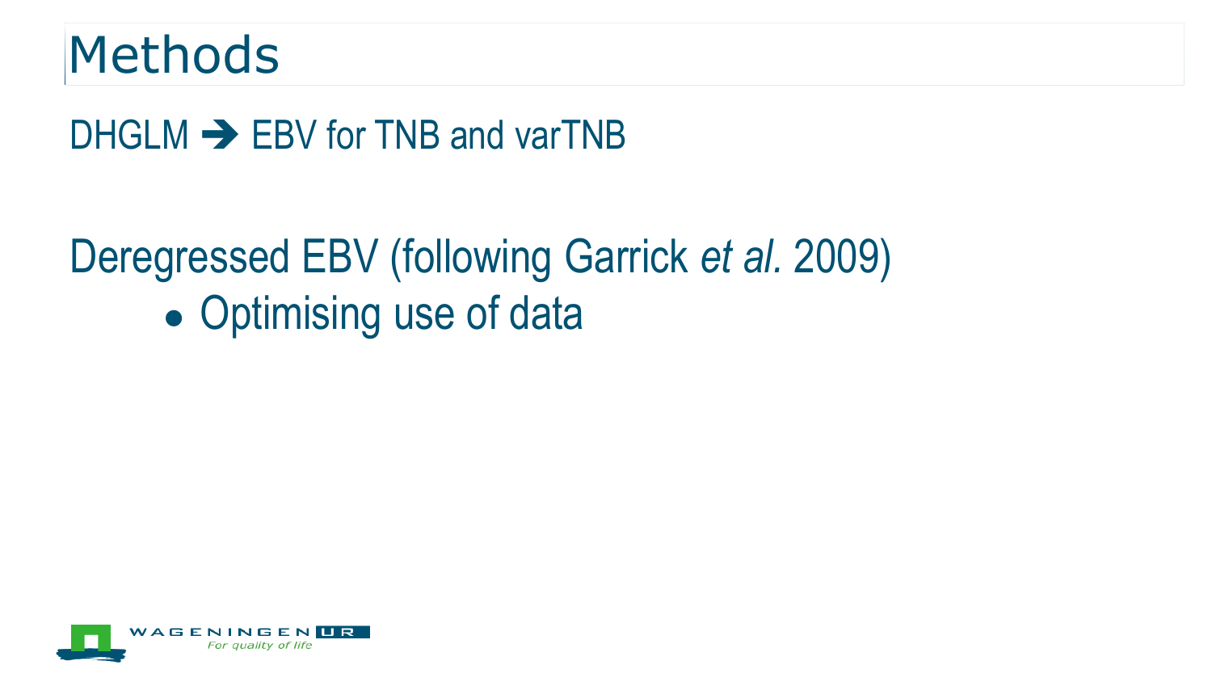# Methods

DHGLM ➔ EBV for TNB and varTNB

Deregressed EBV (following Garrick *et al.* 2009)

- Optimising use of data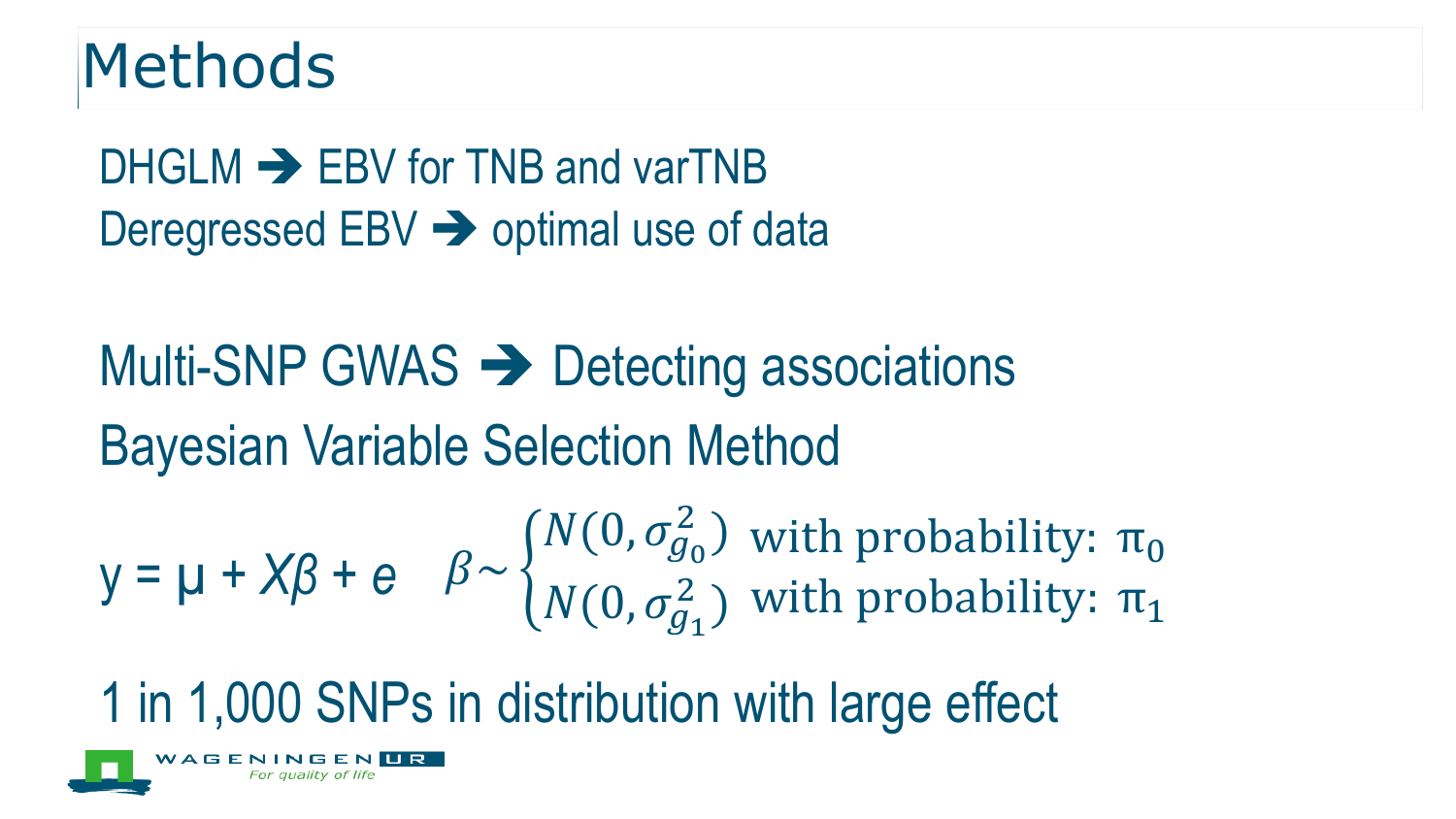# Methods

DHGLM ➔ EBV for TNB and varTNB

Deregressed EBV ➔ optimal use of data

Multi-SNP GWAS ➔ Detecting associations

Bayesian Variable Selection Method

$$y = \mu + X\beta + e \quad \beta \sim \begin{cases} N(0, \sigma^2_{g_0}) & \text{with probability: } \pi_0 \\ N(0, \sigma^2_{g_1}) & \text{with probability: } \pi_1 \end{cases}$$

1 in 1,000 SNPs in distribution with large effect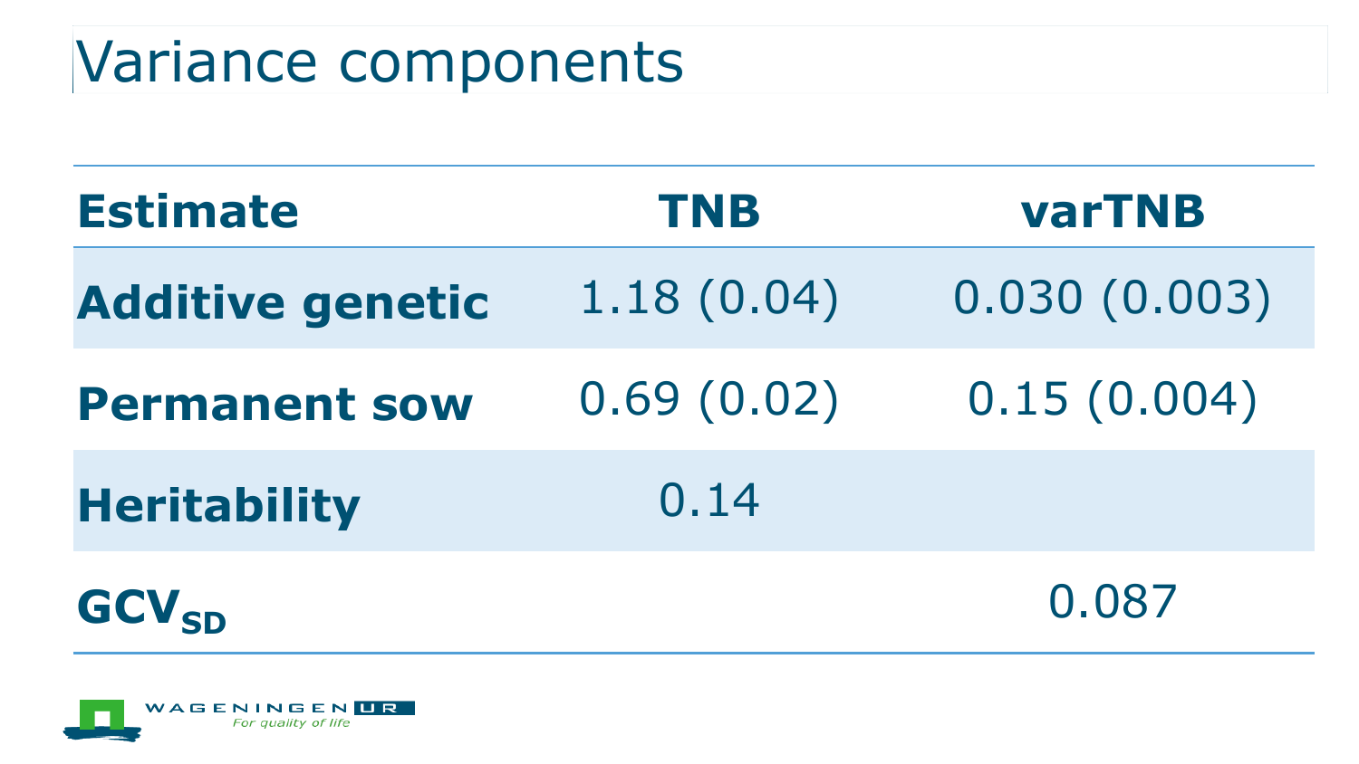# Variance components

| Estimate | TNB | varTNB |
| --- | --- | --- |
| **Additive genetic** | 1.18 (0.04) | 0.030 (0.003) |
| **Permanent sow** | 0.69 (0.02) | 0.15 (0.004) |
| **Heritability** | 0.14 | |
| **$GCV_{SD}$** | | 0.087 |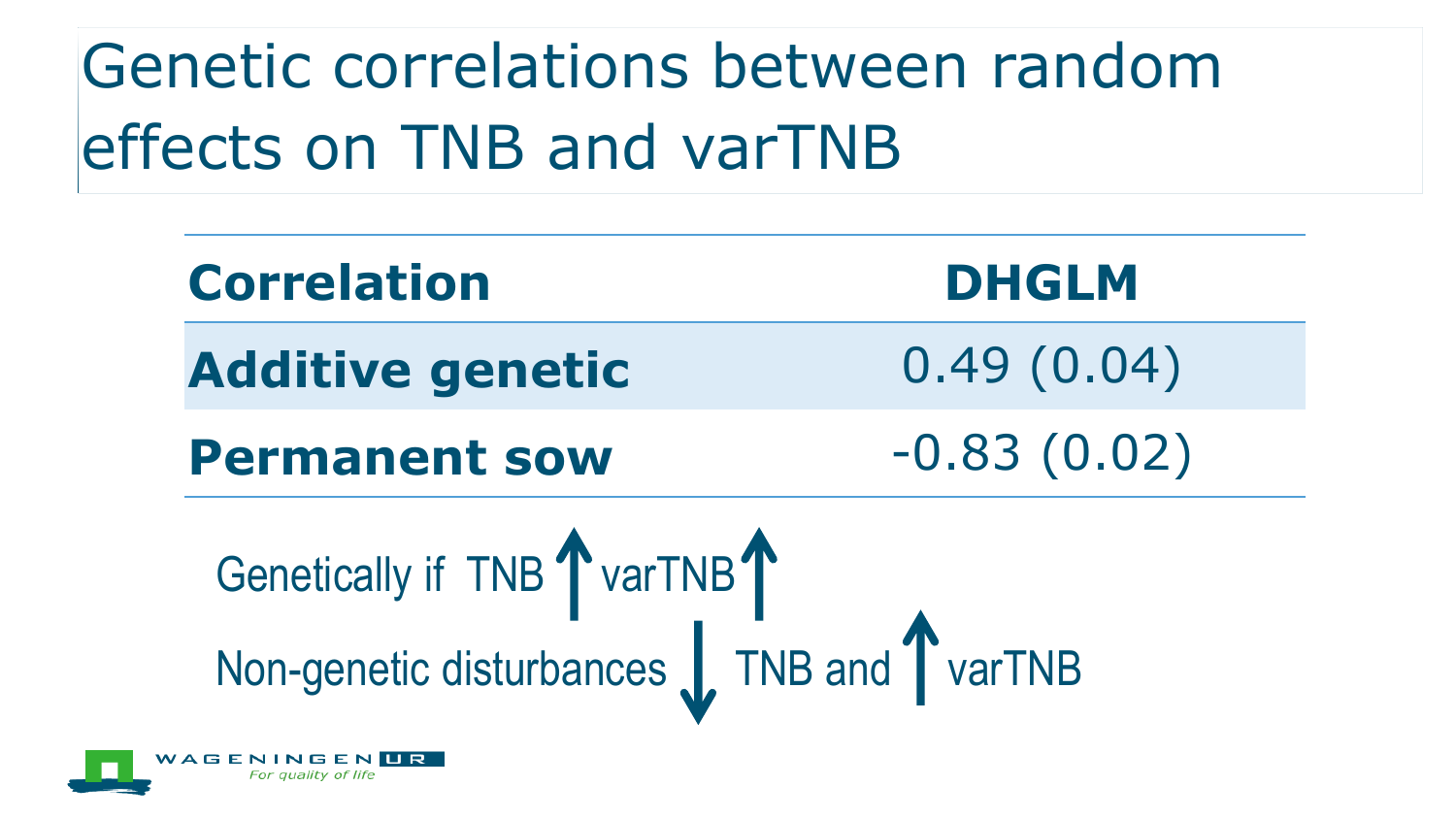# Genetic correlations between random effects on TNB and varTNB

| Correlation | DHGLM |
| --- | --- |
| **Additive genetic** | 0.49 (0.04) |
| **Permanent sow** | -0.83 (0.02) |

Genetically if TNB ↑ varTNB ↑

Non-genetic disturbances ↓ TNB and ↑ varTNB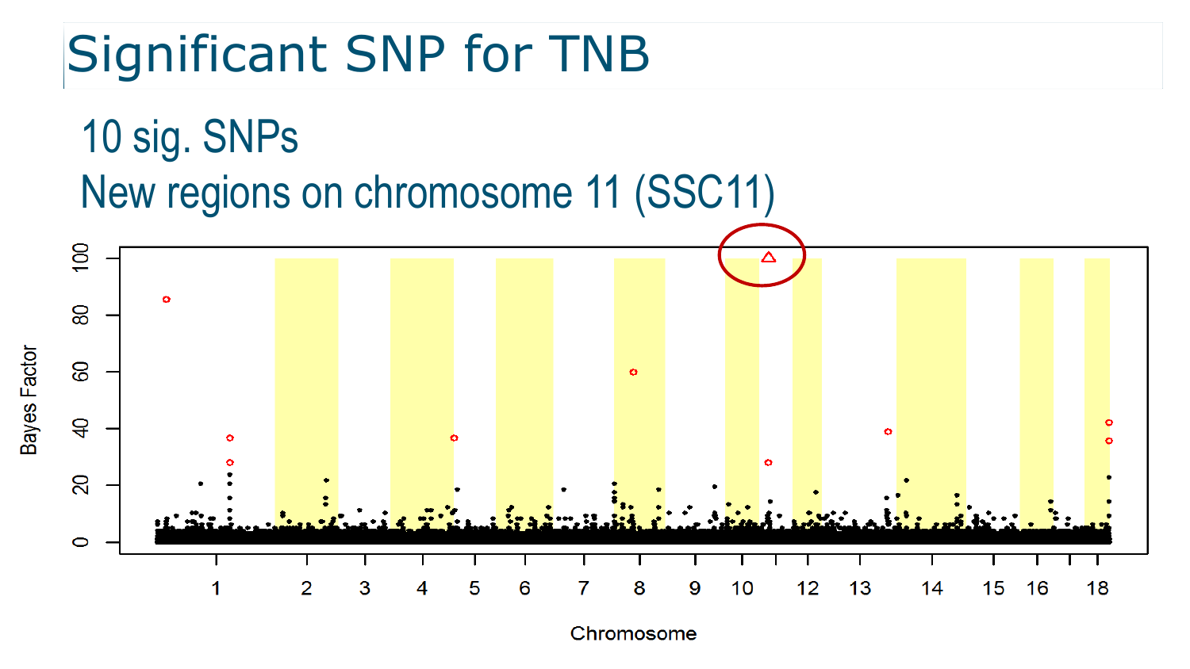# Significant SNP for TNB

## 10 sig. SNPs
## New regions on chromosome 11 (SSC11)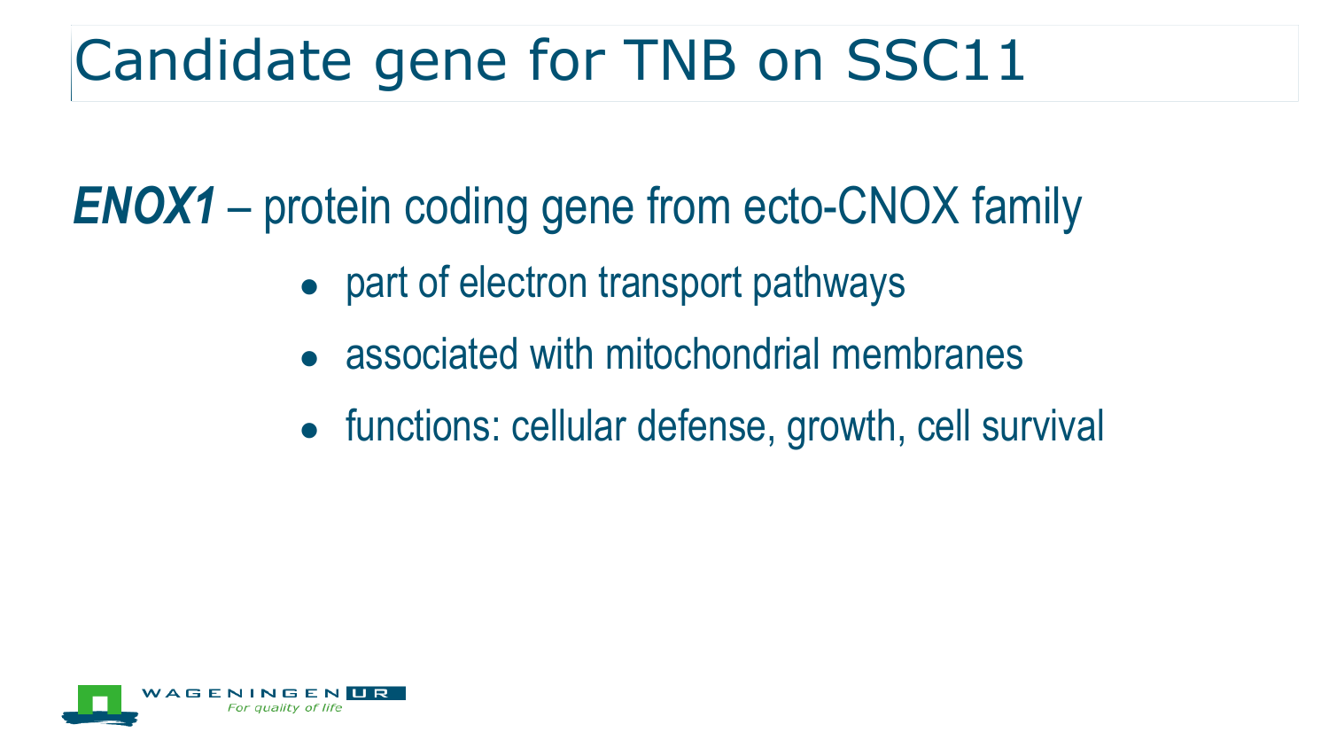# Candidate gene for TNB on SSC11

***ENOX1*** – protein coding gene from ecto-CNOX family

- part of electron transport pathways
- associated with mitochondrial membranes
- functions: cellular defense, growth, cell survival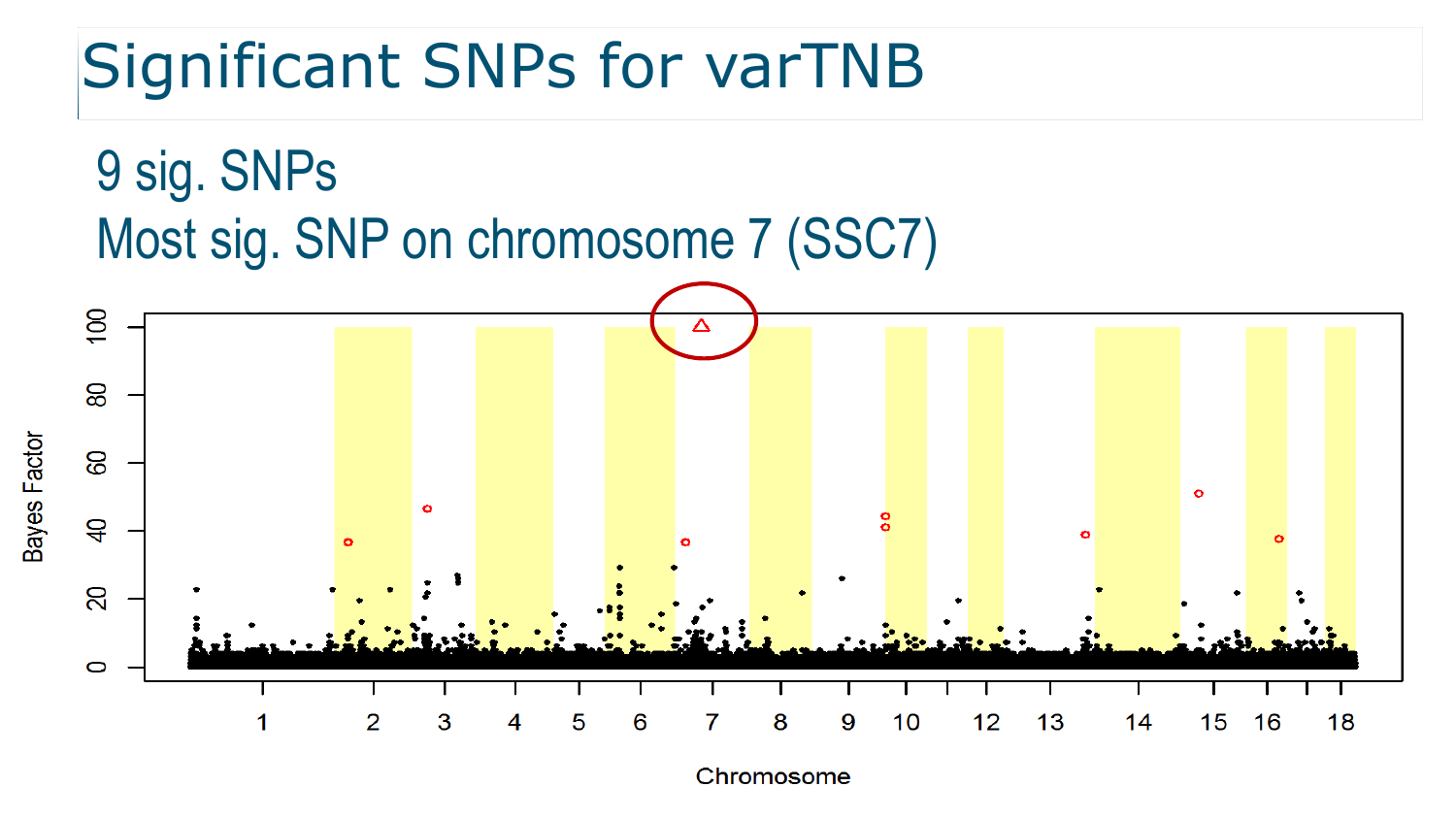# Significant SNPs for varTNB

9 sig. SNPs

Most sig. SNP on chromosome 7 (SSC7)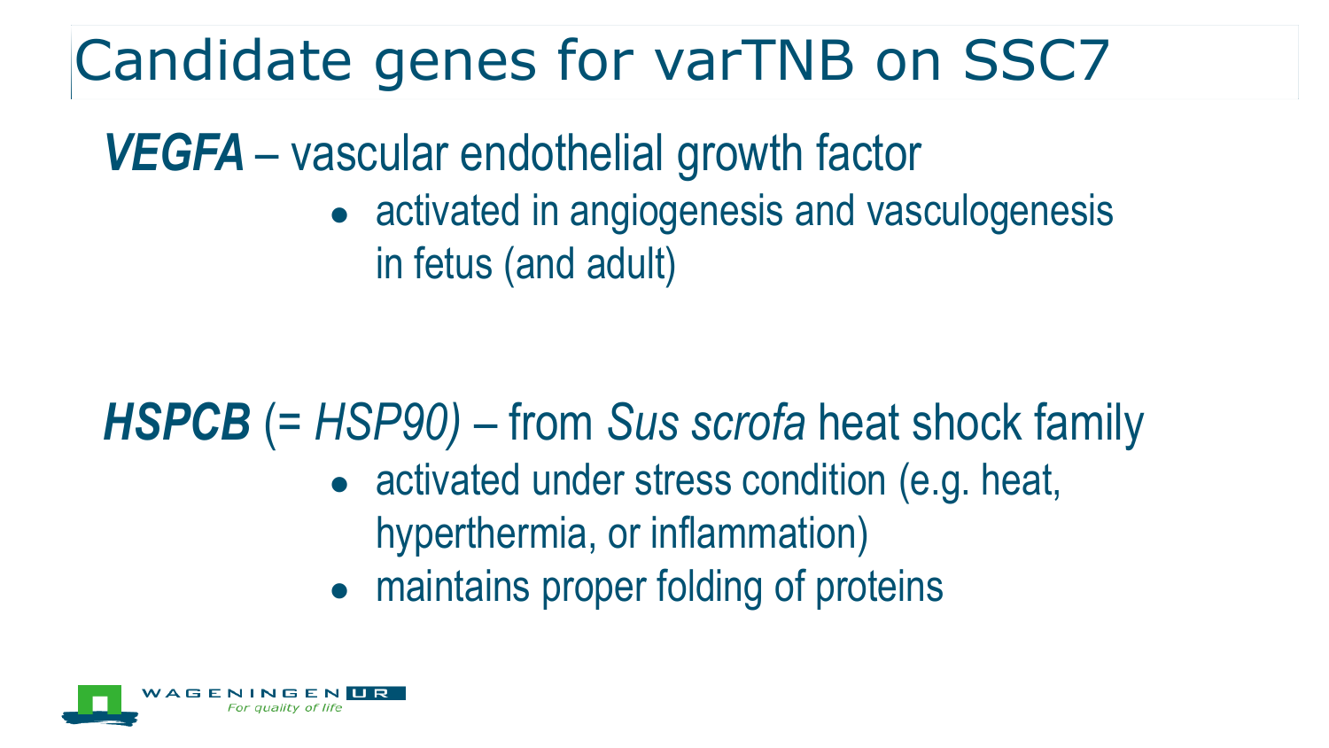# Candidate genes for varTNB on SSC7

***VEGFA*** – vascular endothelial growth factor

- activated in angiogenesis and vasculogenesis in fetus (and adult)

***HSPCB*** (= *HSP90)* – from *Sus scrofa* heat shock family

- activated under stress condition (e.g. heat, hyperthermia, or inflammation)
- maintains proper folding of proteins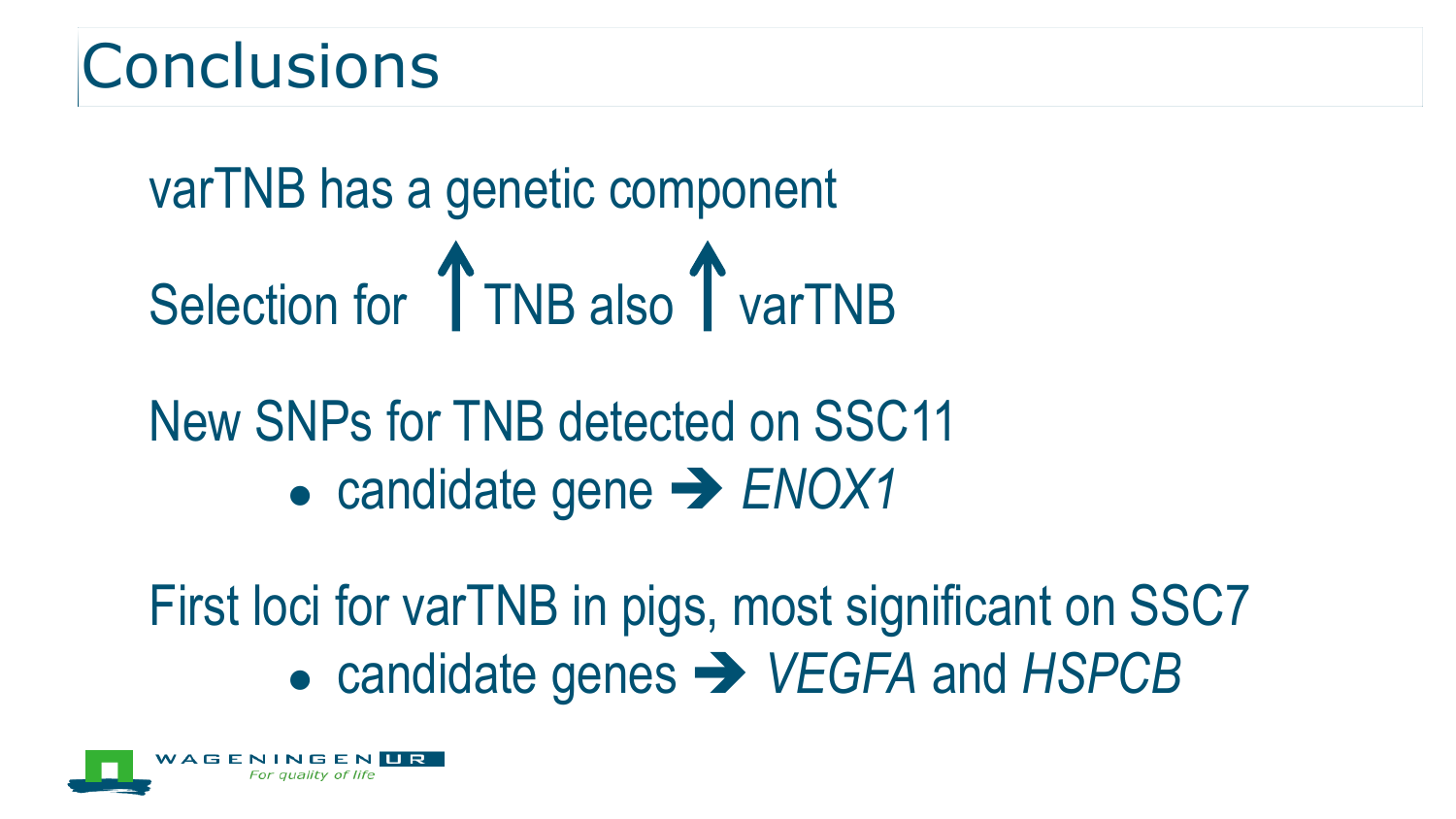# Conclusions

varTNB has a genetic component

Selection for ↑ TNB also ↑ varTNB

New SNPs for TNB detected on SSC11

- candidate gene ➔ *ENOX1*

First loci for varTNB in pigs, most significant on SSC7

- candidate genes ➔ *VEGFA* and *HSPCB*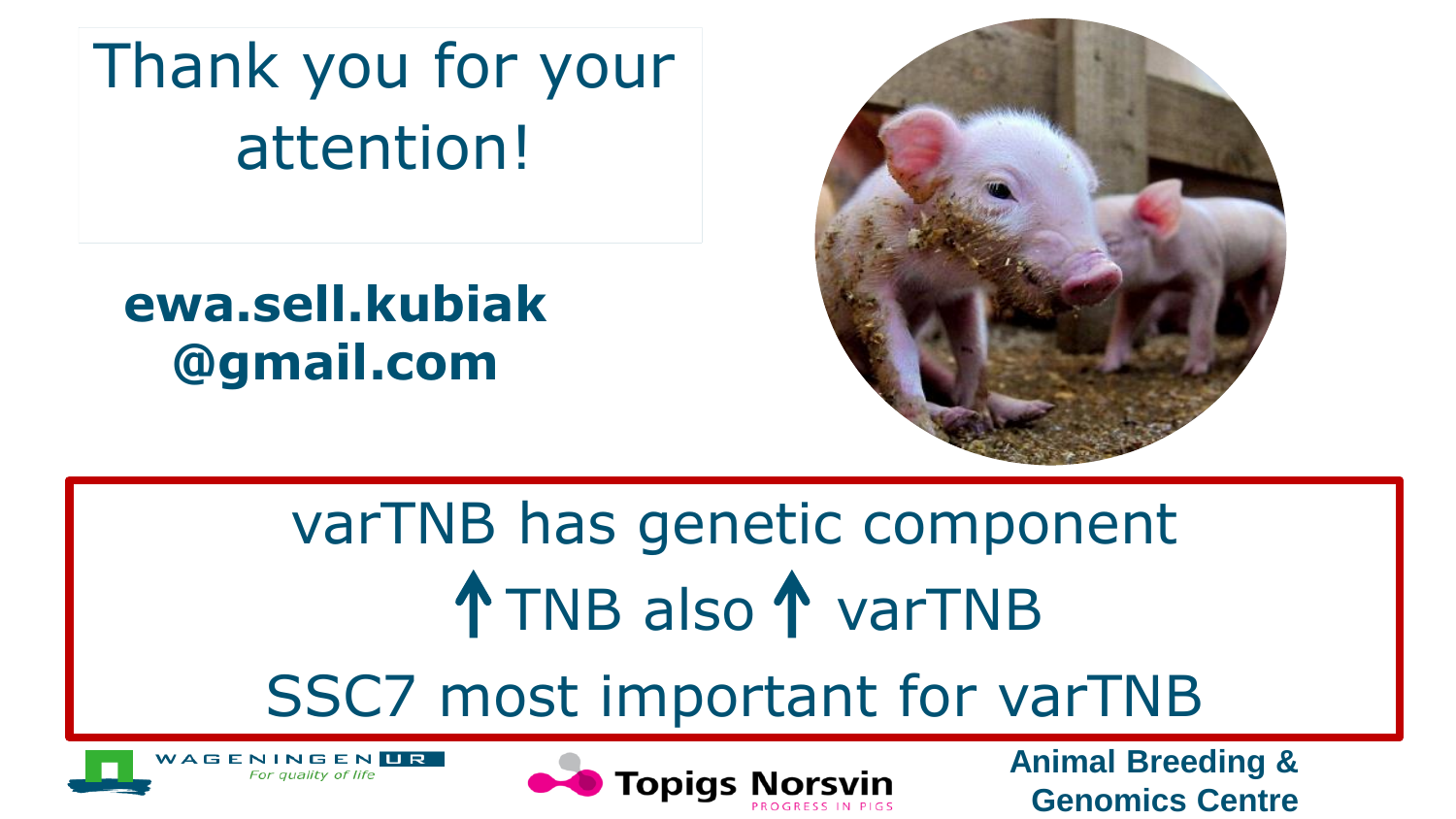# Thank you for your attention!

**ewa.sell.kubiak@gmail.com**

varTNB has genetic component

↑TNB also ↑ varTNB

SSC7 most important for varTNB

WAGENINGEN UR
For quality of life

Topigs Norsvin
PROGRESS IN PIGS

**Animal Breeding & Genomics Centre**